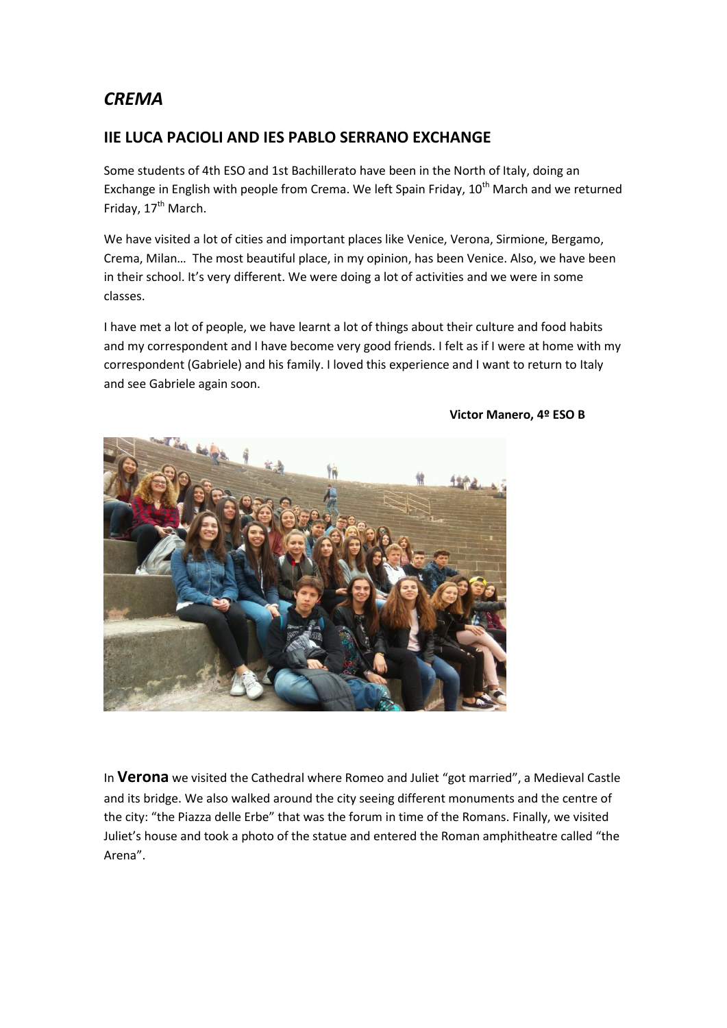# *CREMA*

## IIE LUCA PACIOLI AND IES PABLO SERRANO EXCHANGE

Some students of 4th ESO and 1st Bachillerato have been in the North of Italy, doing an Exchange in English with people from Crema. We left Spain Friday, 10th March and we returned Friday, 17th March.

We have visited a lot of cities and important places like Venice, Verona, Sirmione, Bergamo, Crema, Milan… The most beautiful place, in my opinion, has been Venice. Also, we have been in their school. It's very different. We were doing a lot of activities and we were in some classes.

I have met a lot of people, we have learnt a lot of things about their culture and food habits and my correspondent and I have become very good friends. I felt as if I were at home with my correspondent (Gabriele) and his family. I loved this experience and I want to return to Italy and see Gabriele again soon.

**Victor Manero, 4º ESO B**

In **Verona** we visited the Cathedral where Romeo and Juliet "got married", a Medieval Castle and its bridge. We also walked around the city seeing different monuments and the centre of the city: "the Piazza delle Erbe" that was the forum in time of the Romans. Finally, we visited Juliet's house and took a photo of the statue and entered the Roman amphitheatre called "the Arena".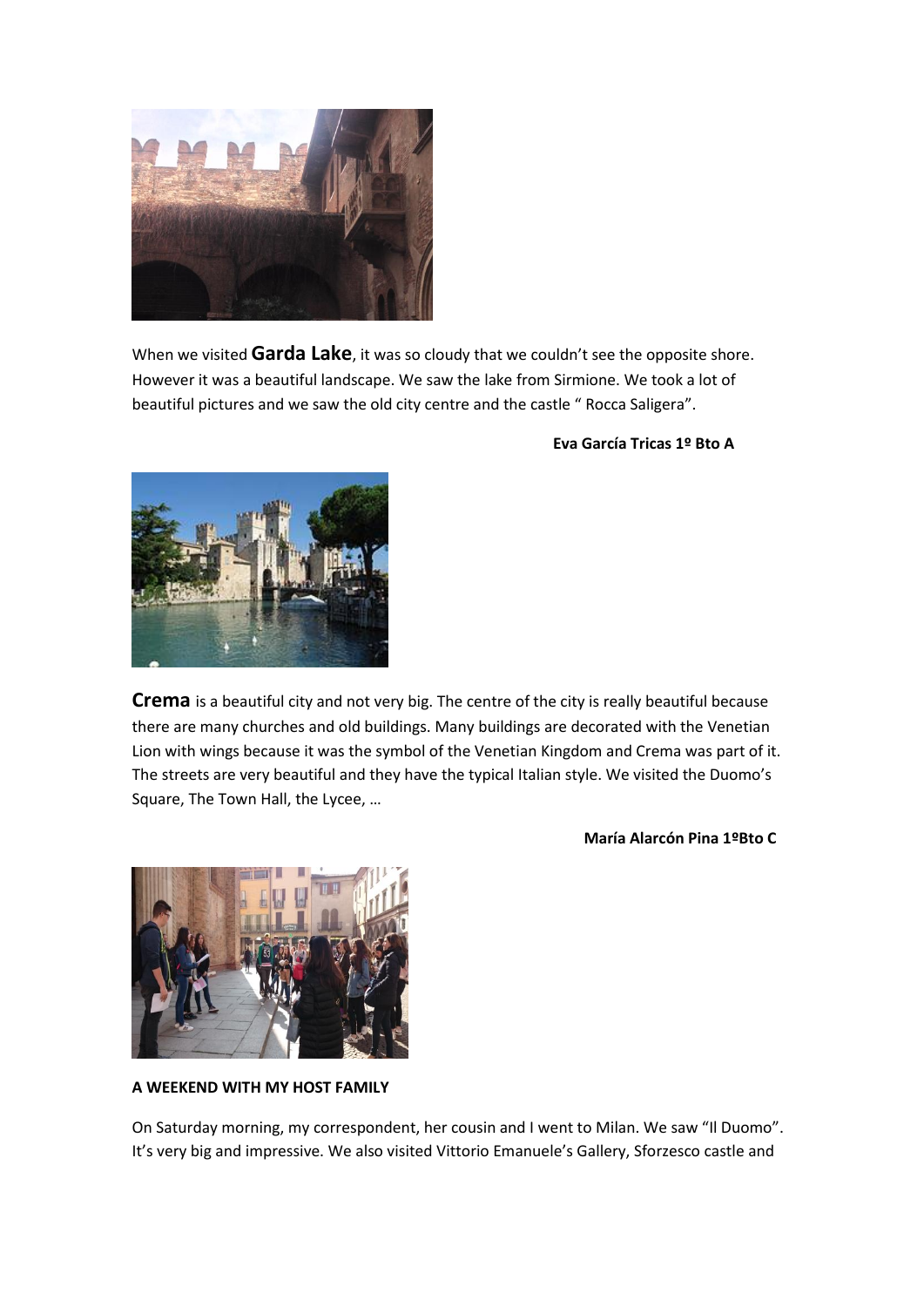When we visited **Garda Lake**, it was so cloudy that we couldn't see the opposite shore. However it was a beautiful landscape. We saw the lake from Sirmione. We took a lot of beautiful pictures and we saw the old city centre and the castle " Rocca Saligera".

**Eva García Tricas 1º Bto A**

**Crema** is a beautiful city and not very big. The centre of the city is really beautiful because there are many churches and old buildings. Many buildings are decorated with the Venetian Lion with wings because it was the symbol of the Venetian Kingdom and Crema was part of it. The streets are very beautiful and they have the typical Italian style. We visited the Duomo's Square, The Town Hall, the Lycee, …

**María Alarcón Pina 1ºBto C**

**A WEEKEND WITH MY HOST FAMILY**

On Saturday morning, my correspondent, her cousin and I went to Milan. We saw "Il Duomo". It's very big and impressive. We also visited Vittorio Emanuele's Gallery, Sforzesco castle and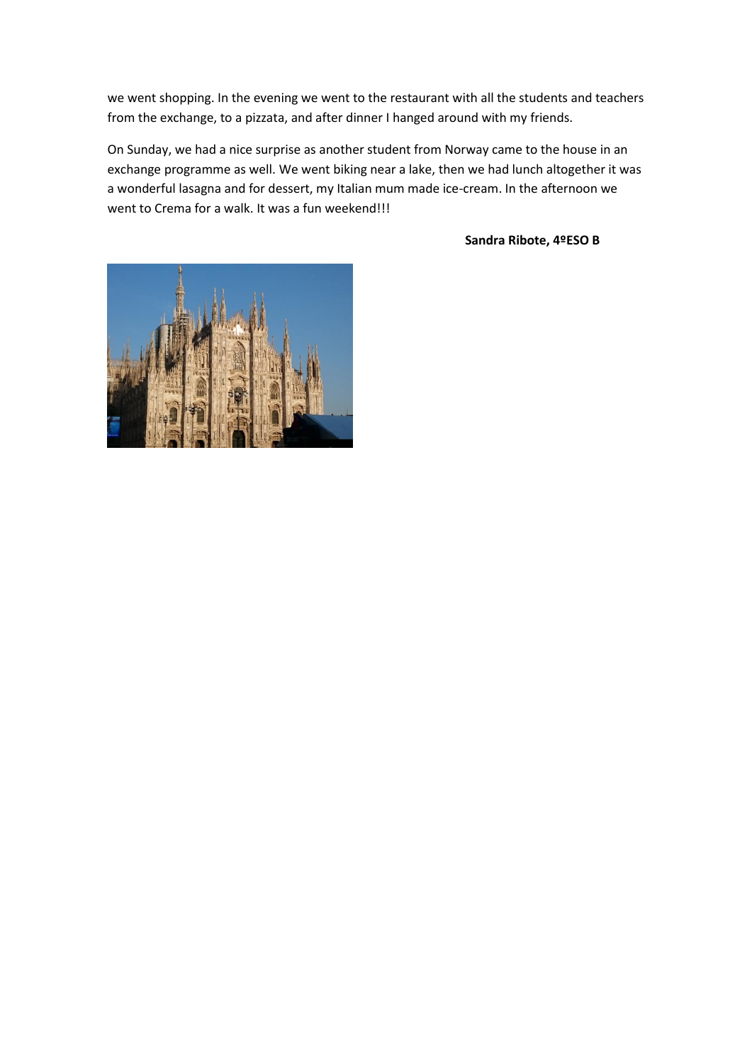we went shopping. In the evening we went to the restaurant with all the students and teachers from the exchange, to a pizzata, and after dinner I hanged around with my friends.

On Sunday, we had a nice surprise as another student from Norway came to the house in an exchange programme as well. We went biking near a lake, then we had lunch altogether it was a wonderful lasagna and for dessert, my Italian mum made ice-cream. In the afternoon we went to Crema for a walk. It was a fun weekend!!!

**Sandra Ribote, 4ºESO B**